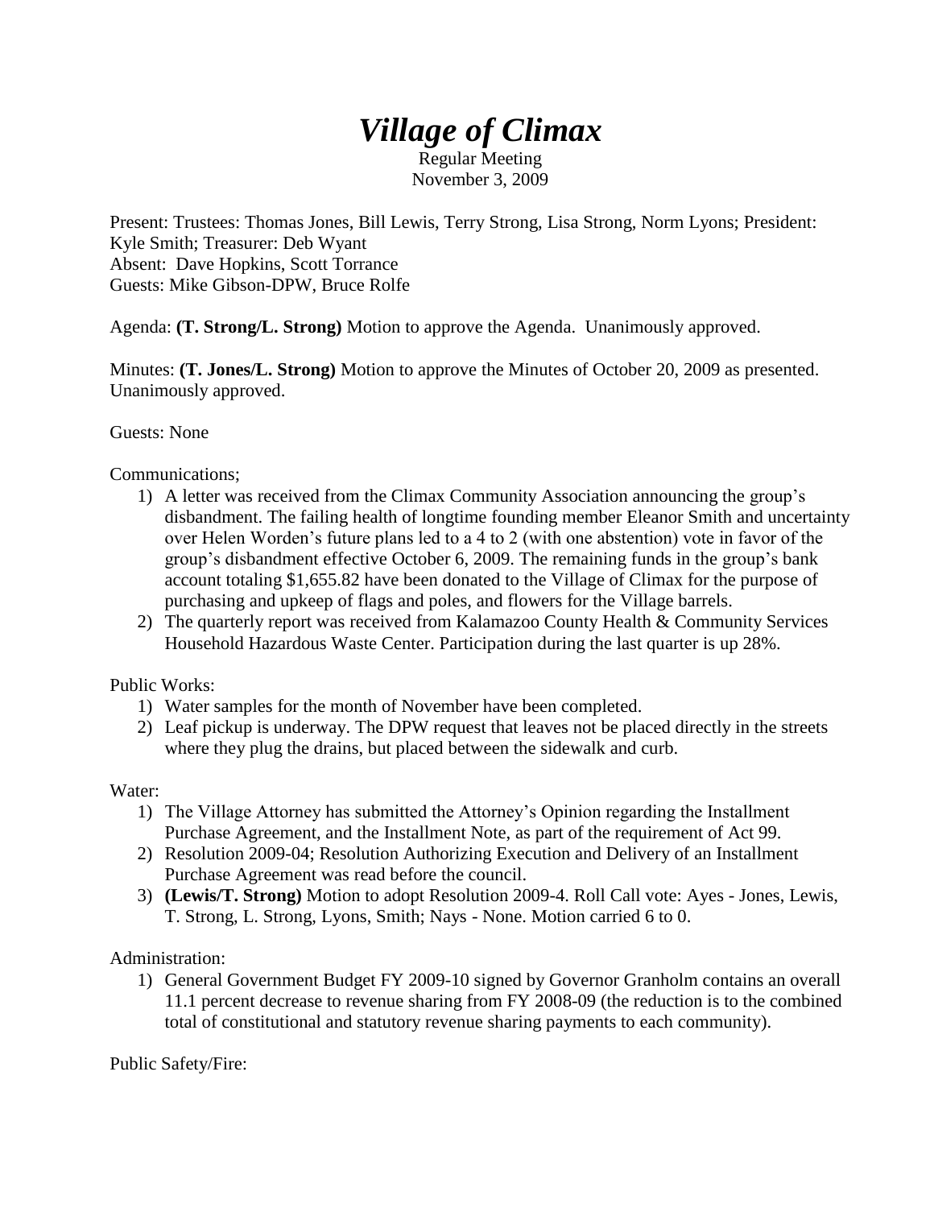# *Village of Climax*

Regular Meeting
November 3, 2009

Present: Trustees: Thomas Jones, Bill Lewis, Terry Strong, Lisa Strong, Norm Lyons; President: Kyle Smith; Treasurer: Deb Wyant
Absent: Dave Hopkins, Scott Torrance
Guests: Mike Gibson-DPW, Bruce Rolfe

Agenda: **(T. Strong/L. Strong)** Motion to approve the Agenda. Unanimously approved.

Minutes: **(T. Jones/L. Strong)** Motion to approve the Minutes of October 20, 2009 as presented. Unanimously approved.

Guests: None

Communications;

1) A letter was received from the Climax Community Association announcing the group's disbandment. The failing health of longtime founding member Eleanor Smith and uncertainty over Helen Worden's future plans led to a 4 to 2 (with one abstention) vote in favor of the group's disbandment effective October 6, 2009. The remaining funds in the group's bank account totaling $1,655.82 have been donated to the Village of Climax for the purpose of purchasing and upkeep of flags and poles, and flowers for the Village barrels.
2) The quarterly report was received from Kalamazoo County Health & Community Services Household Hazardous Waste Center. Participation during the last quarter is up 28%.

Public Works:

1) Water samples for the month of November have been completed.
2) Leaf pickup is underway. The DPW request that leaves not be placed directly in the streets where they plug the drains, but placed between the sidewalk and curb.

Water:

1) The Village Attorney has submitted the Attorney's Opinion regarding the Installment Purchase Agreement, and the Installment Note, as part of the requirement of Act 99.
2) Resolution 2009-04; Resolution Authorizing Execution and Delivery of an Installment Purchase Agreement was read before the council.
3) **(Lewis/T. Strong)** Motion to adopt Resolution 2009-4. Roll Call vote: Ayes - Jones, Lewis, T. Strong, L. Strong, Lyons, Smith; Nays - None. Motion carried 6 to 0.

Administration:

1) General Government Budget FY 2009-10 signed by Governor Granholm contains an overall 11.1 percent decrease to revenue sharing from FY 2008-09 (the reduction is to the combined total of constitutional and statutory revenue sharing payments to each community).

Public Safety/Fire: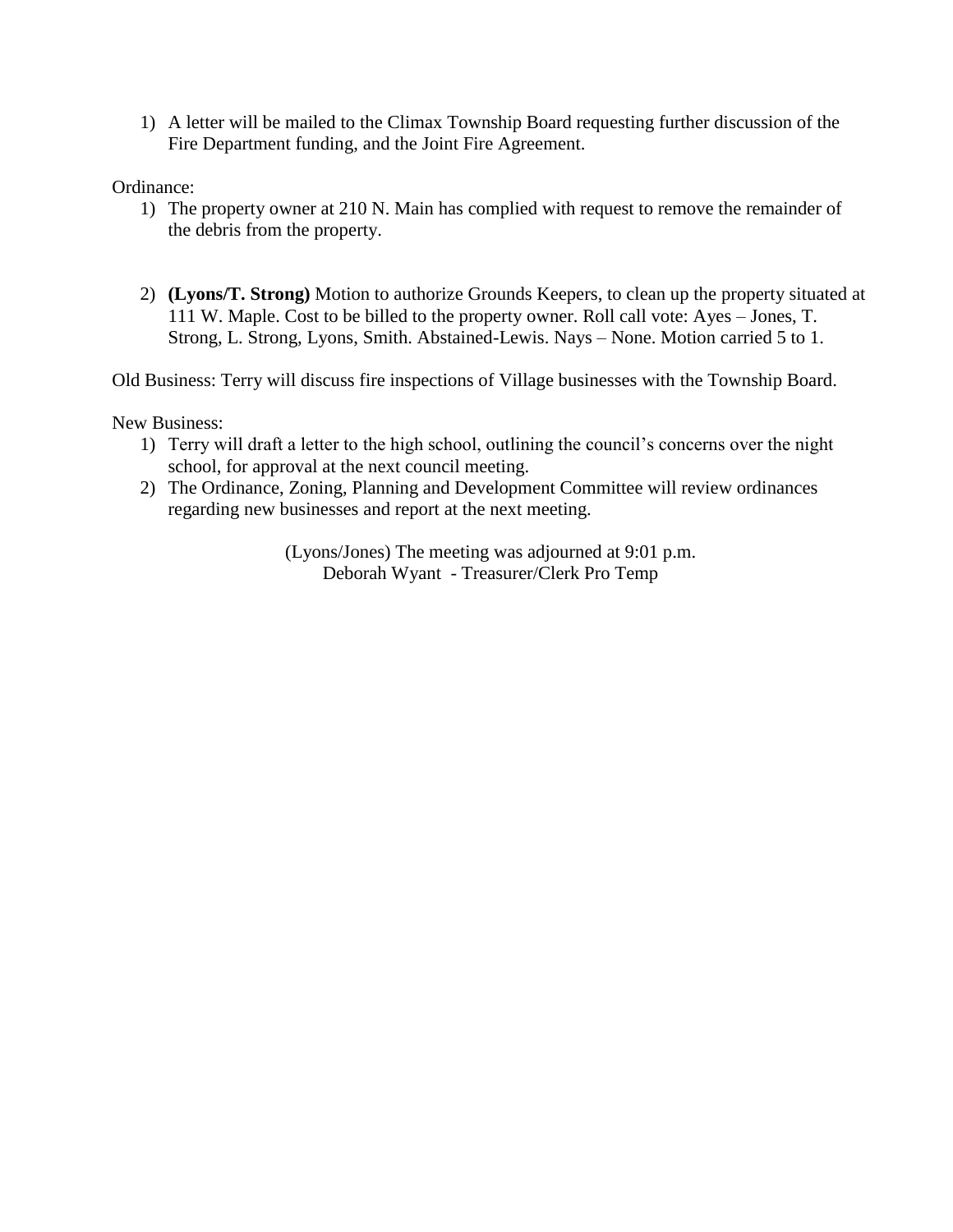1) A letter will be mailed to the Climax Township Board requesting further discussion of the Fire Department funding, and the Joint Fire Agreement.

Ordinance:

1) The property owner at 210 N. Main has complied with request to remove the remainder of the debris from the property.

2) **(Lyons/T. Strong)** Motion to authorize Grounds Keepers, to clean up the property situated at 111 W. Maple. Cost to be billed to the property owner. Roll call vote: Ayes – Jones, T. Strong, L. Strong, Lyons, Smith. Abstained-Lewis. Nays – None. Motion carried 5 to 1.

Old Business: Terry will discuss fire inspections of Village businesses with the Township Board.

New Business:

1) Terry will draft a letter to the high school, outlining the council's concerns over the night school, for approval at the next council meeting.
2) The Ordinance, Zoning, Planning and Development Committee will review ordinances regarding new businesses and report at the next meeting.

(Lyons/Jones) The meeting was adjourned at 9:01 p.m.
Deborah Wyant - Treasurer/Clerk Pro Temp